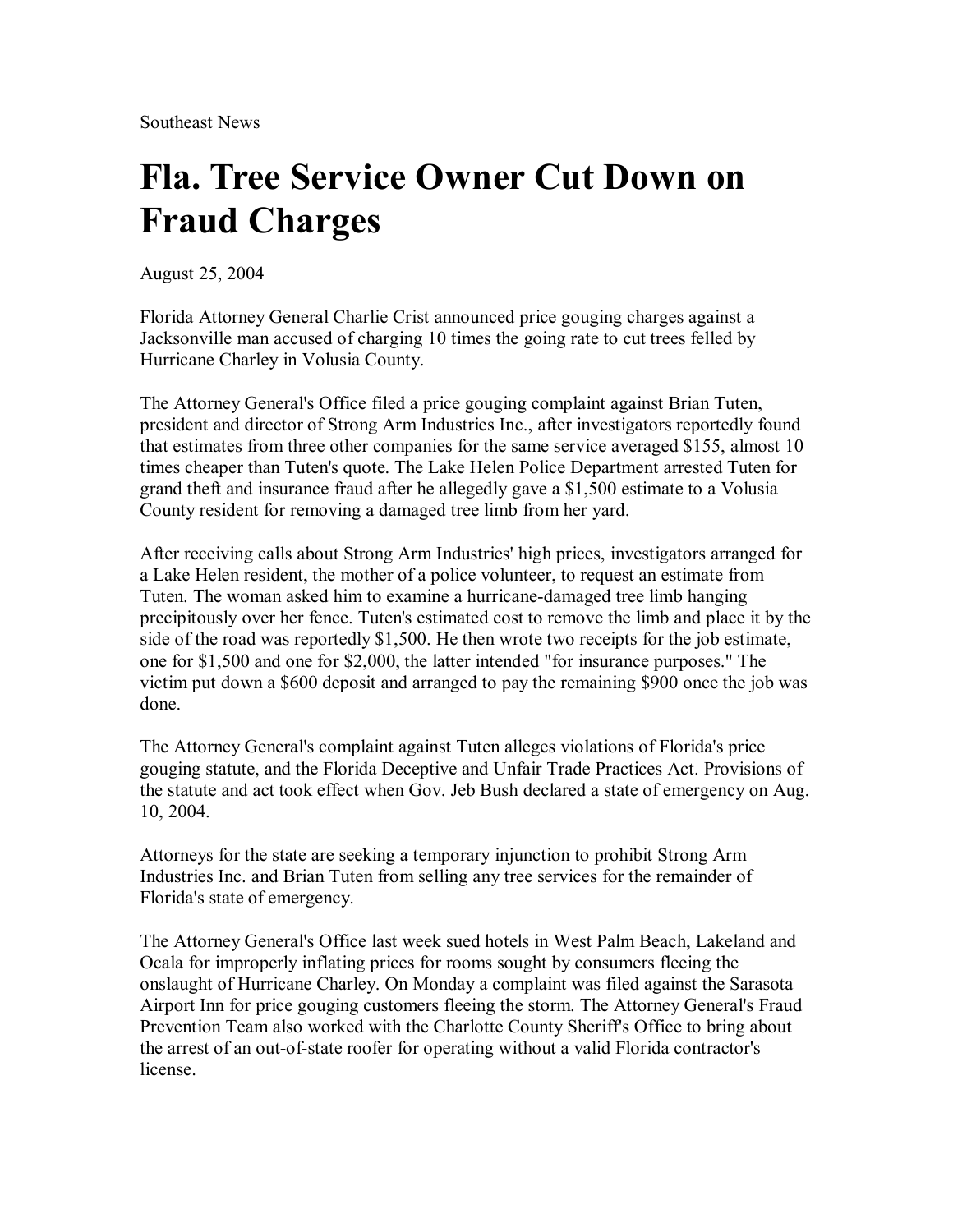Southeast News

# Fla. Tree Service Owner Cut Down on Fraud Charges

August 25, 2004

Florida Attorney General Charlie Crist announced price gouging charges against a Jacksonville man accused of charging 10 times the going rate to cut trees felled by Hurricane Charley in Volusia County.

The Attorney General's Office filed a price gouging complaint against Brian Tuten, president and director of Strong Arm Industries Inc., after investigators reportedly found that estimates from three other companies for the same service averaged $155, almost 10 times cheaper than Tuten's quote. The Lake Helen Police Department arrested Tuten for grand theft and insurance fraud after he allegedly gave a $1,500 estimate to a Volusia County resident for removing a damaged tree limb from her yard.

After receiving calls about Strong Arm Industries' high prices, investigators arranged for a Lake Helen resident, the mother of a police volunteer, to request an estimate from Tuten. The woman asked him to examine a hurricane-damaged tree limb hanging precipitously over her fence. Tuten's estimated cost to remove the limb and place it by the side of the road was reportedly $1,500. He then wrote two receipts for the job estimate, one for $1,500 and one for $2,000, the latter intended "for insurance purposes." The victim put down a $600 deposit and arranged to pay the remaining $900 once the job was done.

The Attorney General's complaint against Tuten alleges violations of Florida's price gouging statute, and the Florida Deceptive and Unfair Trade Practices Act. Provisions of the statute and act took effect when Gov. Jeb Bush declared a state of emergency on Aug. 10, 2004.

Attorneys for the state are seeking a temporary injunction to prohibit Strong Arm Industries Inc. and Brian Tuten from selling any tree services for the remainder of Florida's state of emergency.

The Attorney General's Office last week sued hotels in West Palm Beach, Lakeland and Ocala for improperly inflating prices for rooms sought by consumers fleeing the onslaught of Hurricane Charley. On Monday a complaint was filed against the Sarasota Airport Inn for price gouging customers fleeing the storm. The Attorney General's Fraud Prevention Team also worked with the Charlotte County Sheriff's Office to bring about the arrest of an out-of-state roofer for operating without a valid Florida contractor's license.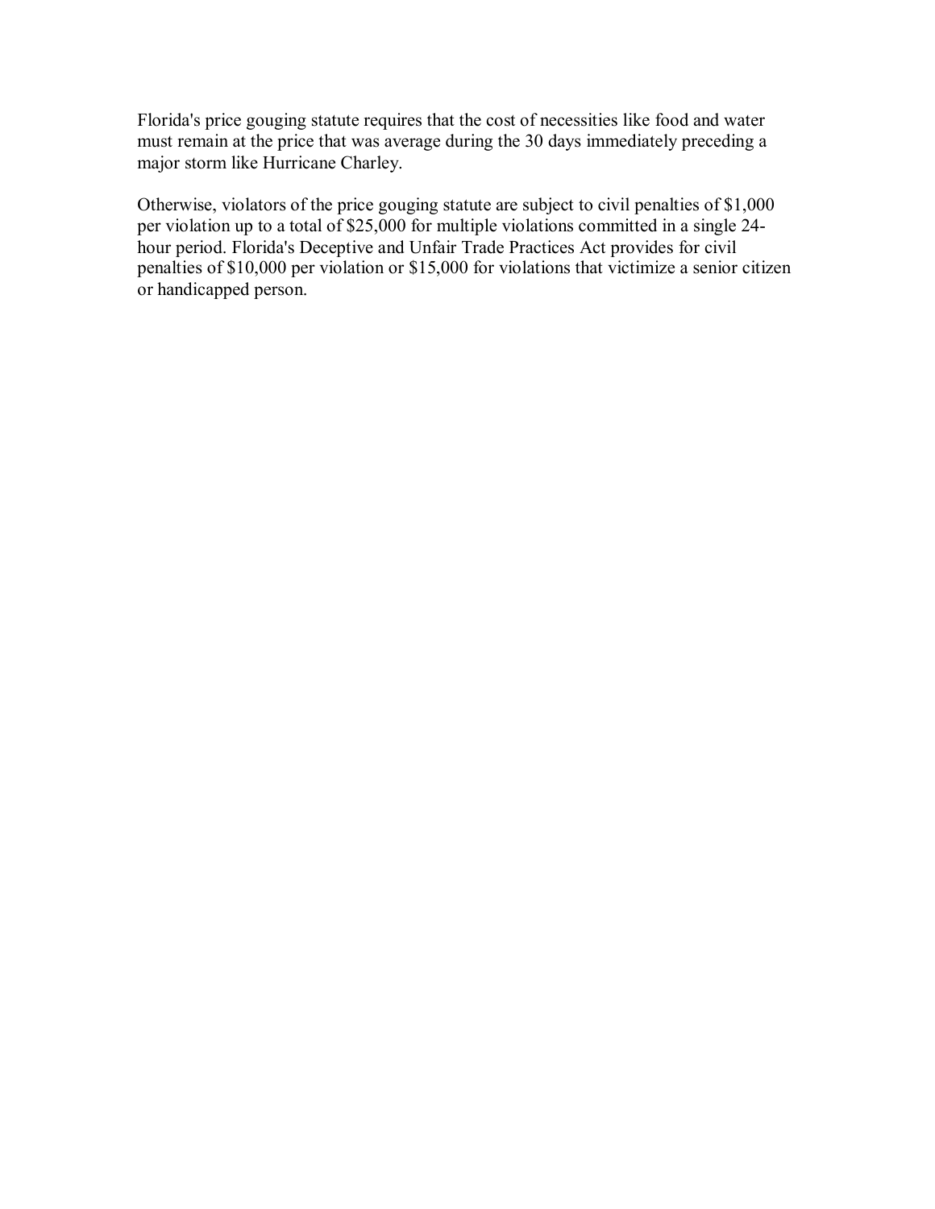Florida's price gouging statute requires that the cost of necessities like food and water must remain at the price that was average during the 30 days immediately preceding a major storm like Hurricane Charley.

Otherwise, violators of the price gouging statute are subject to civil penalties of $1,000 per violation up to a total of $25,000 for multiple violations committed in a single 24-hour period. Florida's Deceptive and Unfair Trade Practices Act provides for civil penalties of $10,000 per violation or $15,000 for violations that victimize a senior citizen or handicapped person.